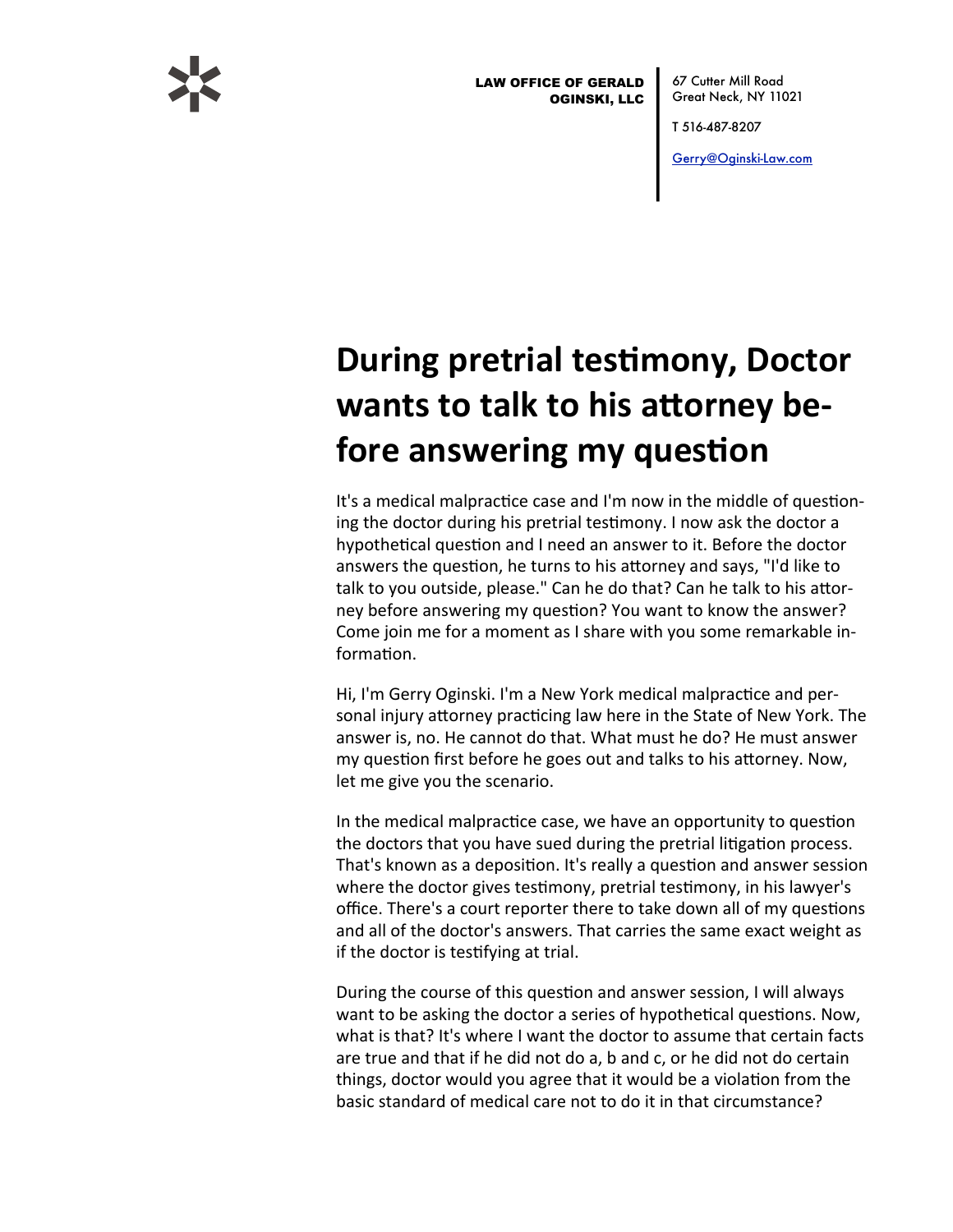LAW OFFICE OF GERALD OGINSKI, LLC

67 Cutter Mill Road
Great Neck, NY 11021

T 516-487-8207

Gerry@Oginski-Law.com

# During pretrial testimony, Doctor wants to talk to his attorney before answering my question

It's a medical malpractice case and I'm now in the middle of questioning the doctor during his pretrial testimony. I now ask the doctor a hypothetical question and I need an answer to it. Before the doctor answers the question, he turns to his attorney and says, "I'd like to talk to you outside, please." Can he do that? Can he talk to his attorney before answering my question? You want to know the answer? Come join me for a moment as I share with you some remarkable information.

Hi, I'm Gerry Oginski. I'm a New York medical malpractice and personal injury attorney practicing law here in the State of New York. The answer is, no. He cannot do that. What must he do? He must answer my question first before he goes out and talks to his attorney. Now, let me give you the scenario.

In the medical malpractice case, we have an opportunity to question the doctors that you have sued during the pretrial litigation process. That's known as a deposition. It's really a question and answer session where the doctor gives testimony, pretrial testimony, in his lawyer's office. There's a court reporter there to take down all of my questions and all of the doctor's answers. That carries the same exact weight as if the doctor is testifying at trial.

During the course of this question and answer session, I will always want to be asking the doctor a series of hypothetical questions. Now, what is that? It's where I want the doctor to assume that certain facts are true and that if he did not do a, b and c, or he did not do certain things, doctor would you agree that it would be a violation from the basic standard of medical care not to do it in that circumstance?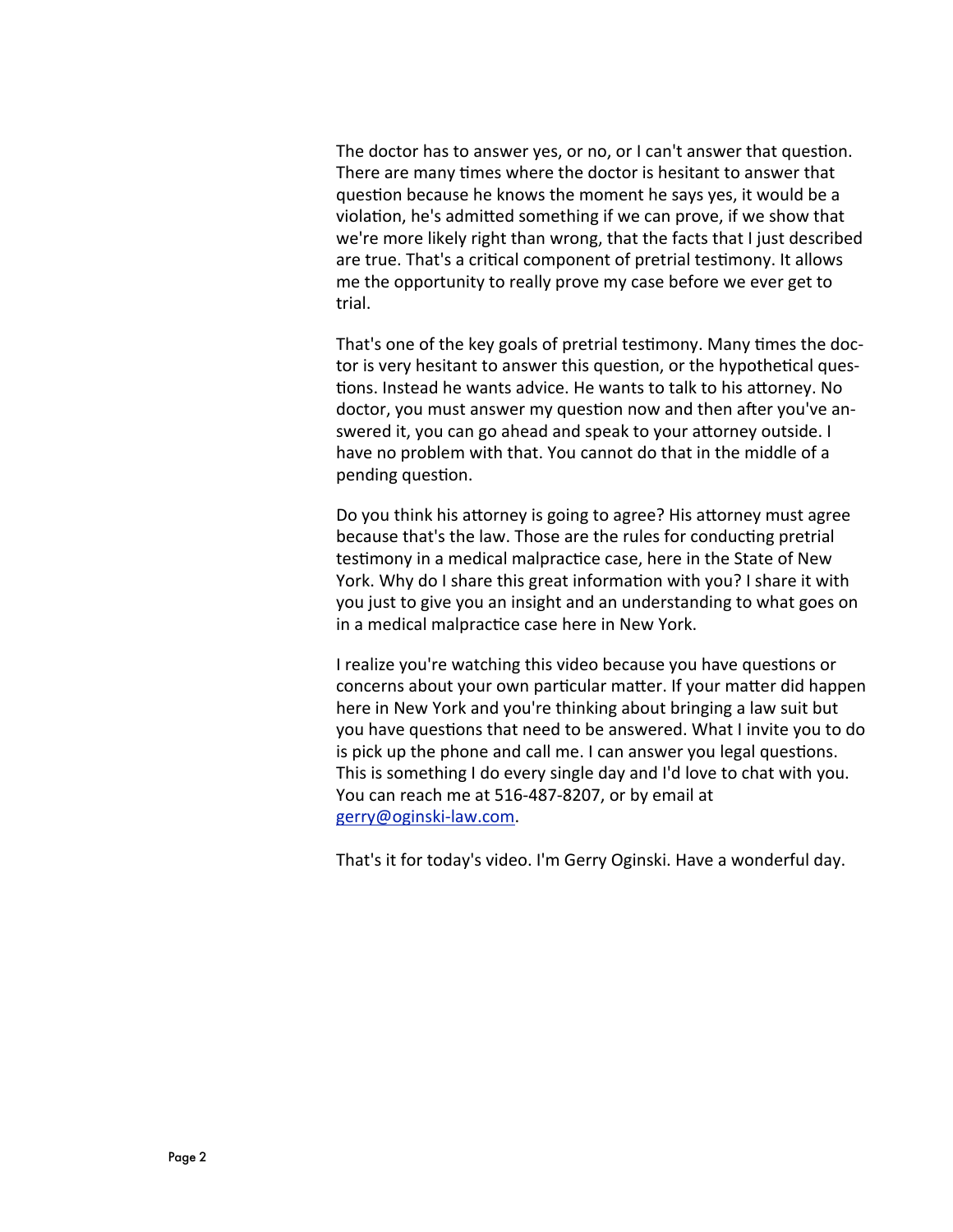The doctor has to answer yes, or no, or I can't answer that question. There are many times where the doctor is hesitant to answer that question because he knows the moment he says yes, it would be a violation, he's admitted something if we can prove, if we show that we're more likely right than wrong, that the facts that I just described are true. That's a critical component of pretrial testimony. It allows me the opportunity to really prove my case before we ever get to trial.

That's one of the key goals of pretrial testimony. Many times the doctor is very hesitant to answer this question, or the hypothetical questions. Instead he wants advice. He wants to talk to his attorney. No doctor, you must answer my question now and then after you've answered it, you can go ahead and speak to your attorney outside. I have no problem with that. You cannot do that in the middle of a pending question.

Do you think his attorney is going to agree? His attorney must agree because that's the law. Those are the rules for conducting pretrial testimony in a medical malpractice case, here in the State of New York. Why do I share this great information with you? I share it with you just to give you an insight and an understanding to what goes on in a medical malpractice case here in New York.

I realize you're watching this video because you have questions or concerns about your own particular matter. If your matter did happen here in New York and you're thinking about bringing a law suit but you have questions that need to be answered. What I invite you to do is pick up the phone and call me. I can answer you legal questions. This is something I do every single day and I'd love to chat with you. You can reach me at 516-487-8207, or by email at [gerry@oginski-law.com](mailto:gerry@oginski-law.com).

That's it for today's video. I'm Gerry Oginski. Have a wonderful day.